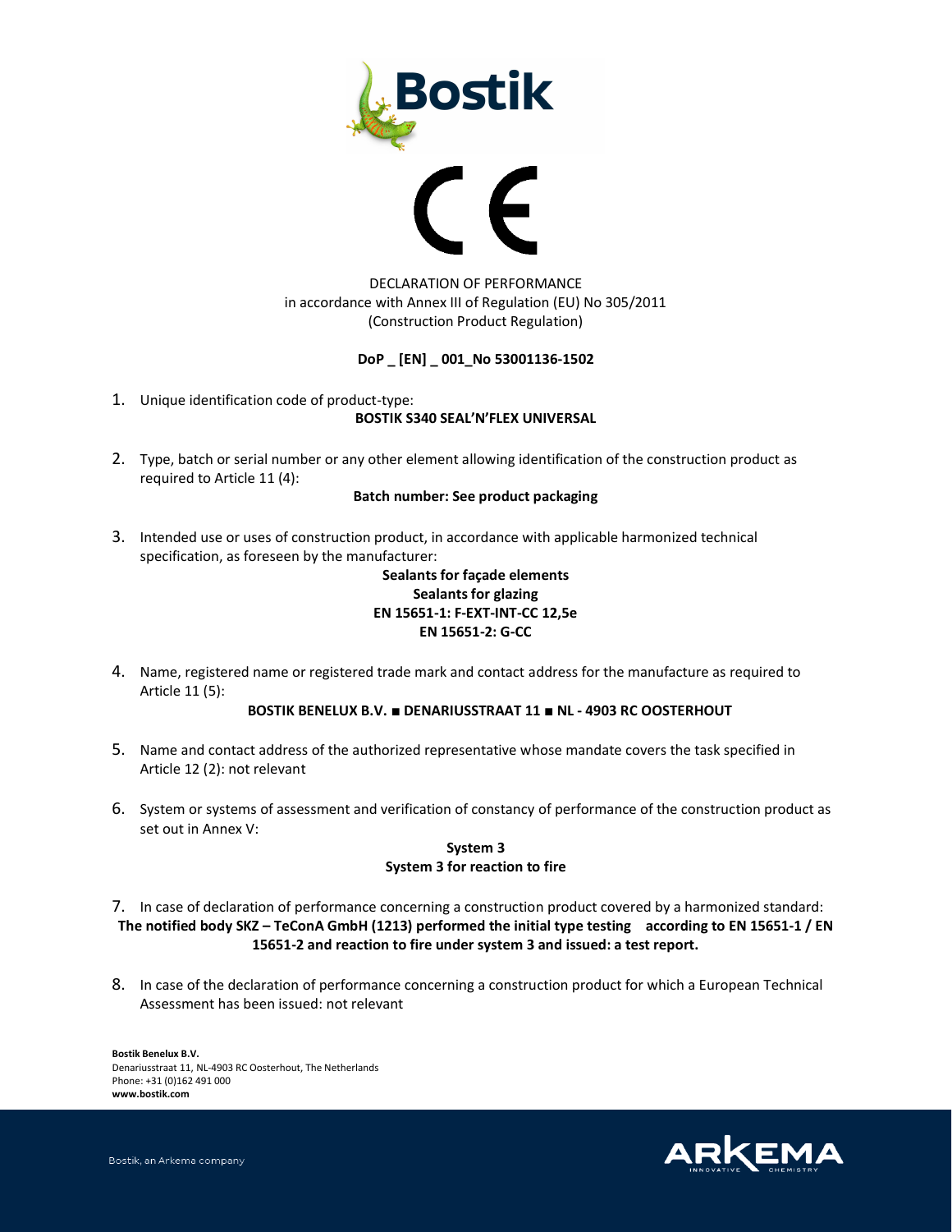# DECLARATION OF PERFORMANCE

in accordance with Annex III of Regulation (EU) No 305/2011
(Construction Product Regulation)

**DoP _ [EN] _ 001_No 53001136-1502**

1. Unique identification code of product-type:
   **BOSTIK S340 SEAL'N'FLEX UNIVERSAL**

2. Type, batch or serial number or any other element allowing identification of the construction product as required to Article 11 (4):
   **Batch number: See product packaging**

3. Intended use or uses of construction product, in accordance with applicable harmonized technical specification, as foreseen by the manufacturer:
   **Sealants for façade elements**
   **Sealants for glazing**
   **EN 15651-1: F-EXT-INT-CC 12,5e**
   **EN 15651-2: G-CC**

4. Name, registered name or registered trade mark and contact address for the manufacture as required to Article 11 (5):
   **BOSTIK BENELUX B.V. ■ DENARIUSSTRAAT 11 ■ NL - 4903 RC OOSTERHOUT**

5. Name and contact address of the authorized representative whose mandate covers the task specified in Article 12 (2): not relevant

6. System or systems of assessment and verification of constancy of performance of the construction product as set out in Annex V:
   **System 3**
   **System 3 for reaction to fire**

7. In case of declaration of performance concerning a construction product covered by a harmonized standard:
   **The notified body SKZ – TeConA GmbH (1213) performed the initial type testing according to EN 15651-1 / EN 15651-2 and reaction to fire under system 3 and issued: a test report.**

8. In case of the declaration of performance concerning a construction product for which a European Technical Assessment has been issued: not relevant

**Bostik Benelux B.V.**
Denariusstraat 11, NL-4903 RC Oosterhout, The Netherlands
Phone: +31 (0)162 491 000
**www.bostik.com**

Bostik, an Arkema company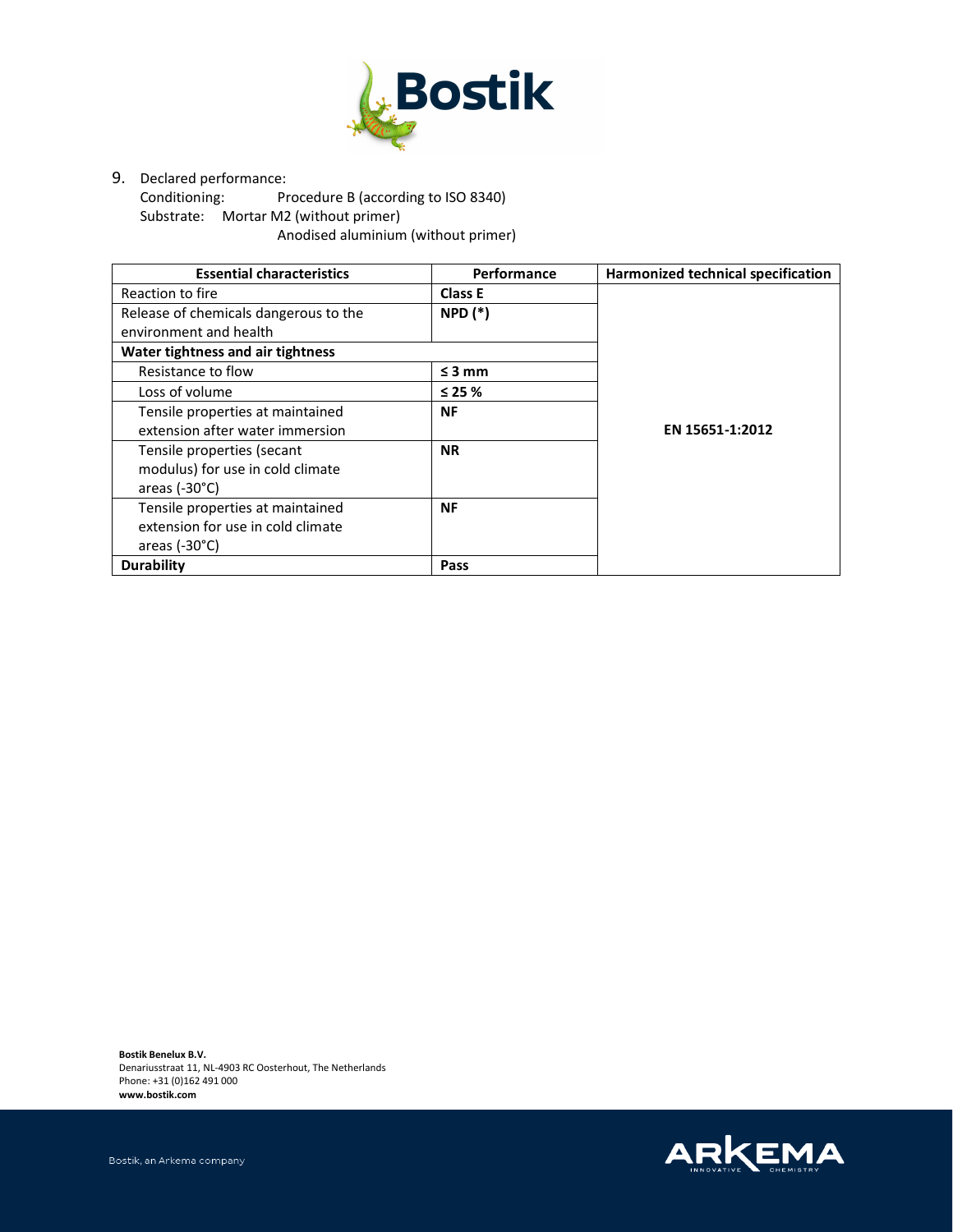9. Declared performance:
   Conditioning: Procedure B (according to ISO 8340)
   Substrate: Mortar M2 (without primer)
   Anodised aluminium (without primer)

| Essential characteristics | Performance | Harmonized technical specification |
|---|---|---|
| Reaction to fire | **Class E** | **EN 15651-1:2012** |
| Release of chemicals dangerous to the environment and health | **NPD (*)** | |
| **Water tightness and air tightness** | | |
| Resistance to flow | **≤ 3 mm** | |
| Loss of volume | **≤ 25 %** | |
| Tensile properties at maintained extension after water immersion | **NF** | |
| Tensile properties (secant modulus) for use in cold climate areas (-30°C) | **NR** | |
| Tensile properties at maintained extension for use in cold climate areas (-30°C) | **NF** | |
| **Durability** | **Pass** | |

**Bostik Benelux B.V.**
Denariusstraat 11, NL-4903 RC Oosterhout, The Netherlands
Phone: +31 (0)162 491 000
**www.bostik.com**

Bostik, an Arkema company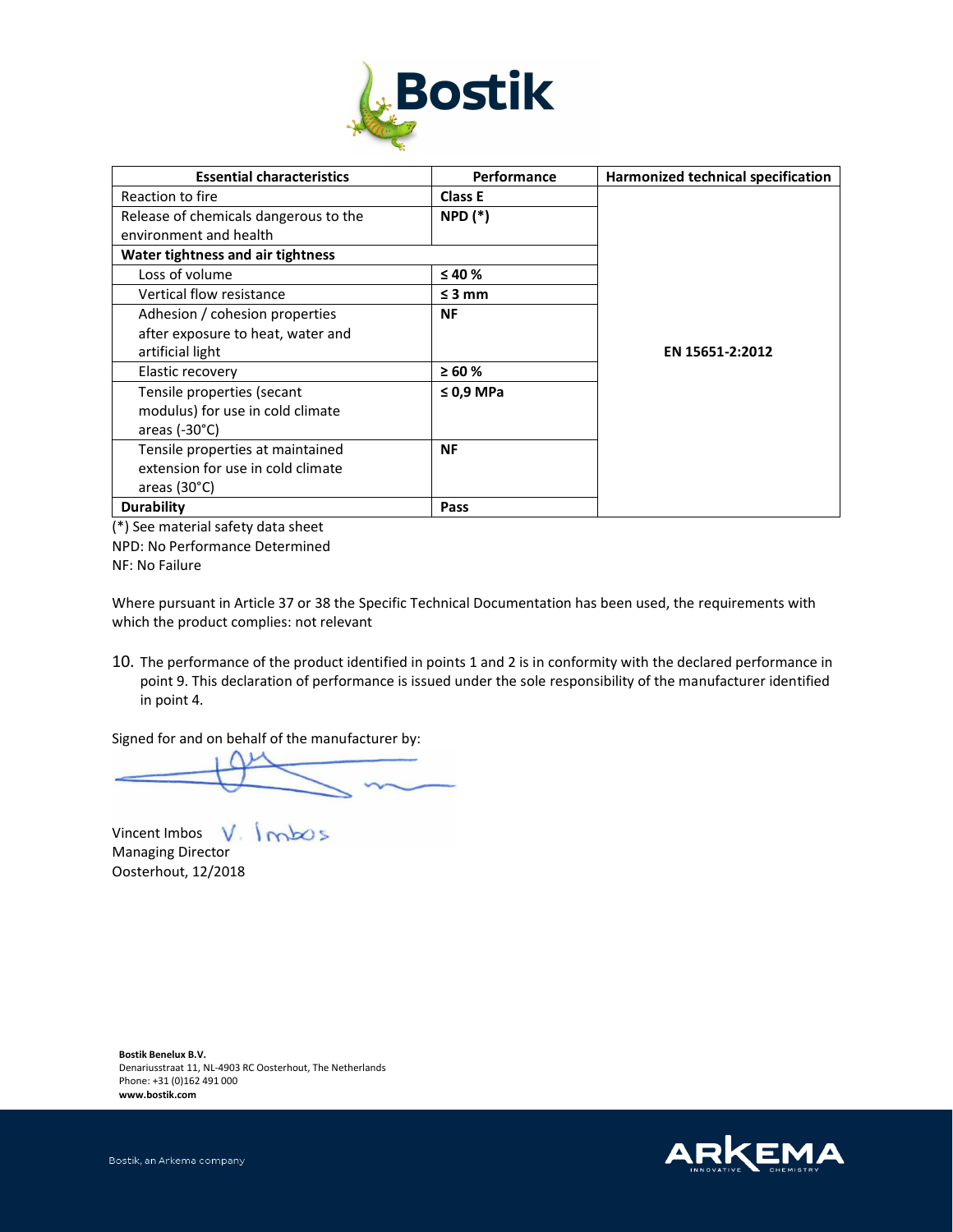| Essential characteristics | Performance | Harmonized technical specification |
| --- | --- | --- |
| Reaction to fire | **Class E** | **EN 15651-2:2012** |
| Release of chemicals dangerous to the environment and health | **NPD (*)** | |
| **Water tightness and air tightness** | | |
| Loss of volume | **≤ 40 %** | |
| Vertical flow resistance | **≤ 3 mm** | |
| Adhesion / cohesion properties after exposure to heat, water and artificial light | **NF** | |
| Elastic recovery | **≥ 60 %** | |
| Tensile properties (secant modulus) for use in cold climate areas (-30°C) | **≤ 0,9 MPa** | |
| Tensile properties at maintained extension for use in cold climate areas (30°C) | **NF** | |
| **Durability** | **Pass** | |

(*) See material safety data sheet
NPD: No Performance Determined
NF: No Failure

Where pursuant in Article 37 or 38 the Specific Technical Documentation has been used, the requirements with which the product complies: not relevant

10. The performance of the product identified in points 1 and 2 is in conformity with the declared performance in point 9. This declaration of performance is issued under the sole responsibility of the manufacturer identified in point 4.

Signed for and on behalf of the manufacturer by:

Vincent Imbos
Managing Director
Oosterhout, 12/2018

**Bostik Benelux B.V.**
Denariusstraat 11, NL-4903 RC Oosterhout, The Netherlands
Phone: +31 (0)162 491 000
**www.bostik.com**

Bostik, an Arkema company